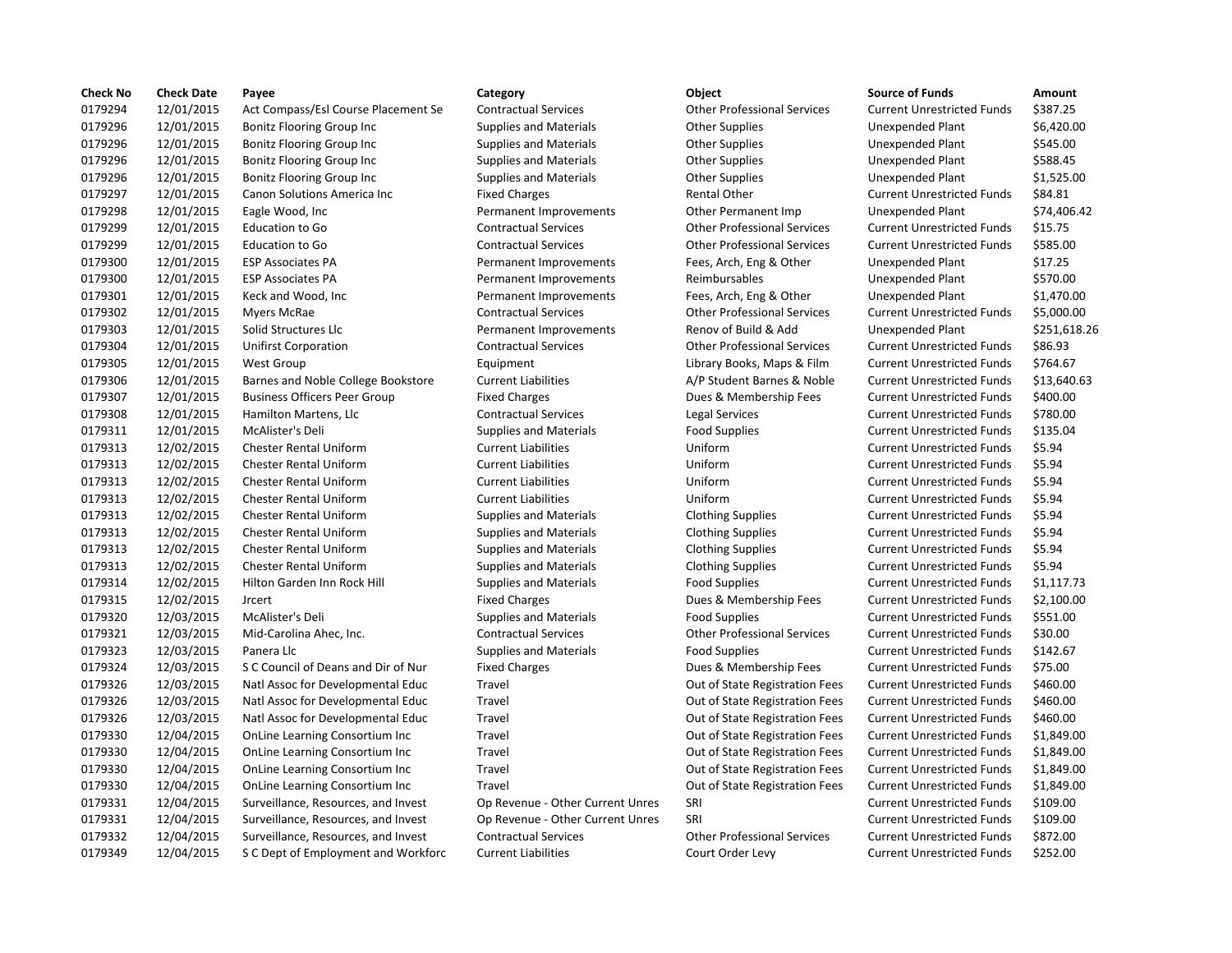| Check No | Check Date | Payee | Category | Object | Source of Funds | Amount |
|---|---|---|---|---|---|---|
| 0179294 | 12/01/2015 | Act Compass/Esl Course Placement Se | Contractual Services | Other Professional Services | Current Unrestricted Funds | $387.25 |
| 0179296 | 12/01/2015 | Bonitz Flooring Group Inc | Supplies and Materials | Other Supplies | Unexpended Plant | $6,420.00 |
| 0179296 | 12/01/2015 | Bonitz Flooring Group Inc | Supplies and Materials | Other Supplies | Unexpended Plant | $545.00 |
| 0179296 | 12/01/2015 | Bonitz Flooring Group Inc | Supplies and Materials | Other Supplies | Unexpended Plant | $588.45 |
| 0179296 | 12/01/2015 | Bonitz Flooring Group Inc | Supplies and Materials | Other Supplies | Unexpended Plant | $1,525.00 |
| 0179297 | 12/01/2015 | Canon Solutions America Inc | Fixed Charges | Rental Other | Current Unrestricted Funds | $84.81 |
| 0179298 | 12/01/2015 | Eagle Wood, Inc | Permanent Improvements | Other Permanent Imp | Unexpended Plant | $74,406.42 |
| 0179299 | 12/01/2015 | Education to Go | Contractual Services | Other Professional Services | Current Unrestricted Funds | $15.75 |
| 0179299 | 12/01/2015 | Education to Go | Contractual Services | Other Professional Services | Current Unrestricted Funds | $585.00 |
| 0179300 | 12/01/2015 | ESP Associates PA | Permanent Improvements | Fees, Arch, Eng & Other | Unexpended Plant | $17.25 |
| 0179300 | 12/01/2015 | ESP Associates PA | Permanent Improvements | Reimbursables | Unexpended Plant | $570.00 |
| 0179301 | 12/01/2015 | Keck and Wood, Inc | Permanent Improvements | Fees, Arch, Eng & Other | Unexpended Plant | $1,470.00 |
| 0179302 | 12/01/2015 | Myers McRae | Contractual Services | Other Professional Services | Current Unrestricted Funds | $5,000.00 |
| 0179303 | 12/01/2015 | Solid Structures Llc | Permanent Improvements | Renov of Build & Add | Unexpended Plant | $251,618.26 |
| 0179304 | 12/01/2015 | Unifirst Corporation | Contractual Services | Other Professional Services | Current Unrestricted Funds | $86.93 |
| 0179305 | 12/01/2015 | West Group | Equipment | Library Books, Maps & Film | Current Unrestricted Funds | $764.67 |
| 0179306 | 12/01/2015 | Barnes and Noble College Bookstore | Current Liabilities | A/P Student Barnes & Noble | Current Unrestricted Funds | $13,640.63 |
| 0179307 | 12/01/2015 | Business Officers Peer Group | Fixed Charges | Dues & Membership Fees | Current Unrestricted Funds | $400.00 |
| 0179308 | 12/01/2015 | Hamilton Martens, Llc | Contractual Services | Legal Services | Current Unrestricted Funds | $780.00 |
| 0179311 | 12/01/2015 | McAlister's Deli | Supplies and Materials | Food Supplies | Current Unrestricted Funds | $135.04 |
| 0179313 | 12/02/2015 | Chester Rental Uniform | Current Liabilities | Uniform | Current Unrestricted Funds | $5.94 |
| 0179313 | 12/02/2015 | Chester Rental Uniform | Current Liabilities | Uniform | Current Unrestricted Funds | $5.94 |
| 0179313 | 12/02/2015 | Chester Rental Uniform | Current Liabilities | Uniform | Current Unrestricted Funds | $5.94 |
| 0179313 | 12/02/2015 | Chester Rental Uniform | Current Liabilities | Uniform | Current Unrestricted Funds | $5.94 |
| 0179313 | 12/02/2015 | Chester Rental Uniform | Supplies and Materials | Clothing Supplies | Current Unrestricted Funds | $5.94 |
| 0179313 | 12/02/2015 | Chester Rental Uniform | Supplies and Materials | Clothing Supplies | Current Unrestricted Funds | $5.94 |
| 0179313 | 12/02/2015 | Chester Rental Uniform | Supplies and Materials | Clothing Supplies | Current Unrestricted Funds | $5.94 |
| 0179313 | 12/02/2015 | Chester Rental Uniform | Supplies and Materials | Clothing Supplies | Current Unrestricted Funds | $5.94 |
| 0179314 | 12/02/2015 | Hilton Garden Inn Rock Hill | Supplies and Materials | Food Supplies | Current Unrestricted Funds | $1,117.73 |
| 0179315 | 12/02/2015 | Jrcert | Fixed Charges | Dues & Membership Fees | Current Unrestricted Funds | $2,100.00 |
| 0179320 | 12/03/2015 | McAlister's Deli | Supplies and Materials | Food Supplies | Current Unrestricted Funds | $551.00 |
| 0179321 | 12/03/2015 | Mid-Carolina Ahec, Inc. | Contractual Services | Other Professional Services | Current Unrestricted Funds | $30.00 |
| 0179323 | 12/03/2015 | Panera Llc | Supplies and Materials | Food Supplies | Current Unrestricted Funds | $142.67 |
| 0179324 | 12/03/2015 | S C Council of Deans and Dir of Nur | Fixed Charges | Dues & Membership Fees | Current Unrestricted Funds | $75.00 |
| 0179326 | 12/03/2015 | Natl Assoc for Developmental Educ | Travel | Out of State Registration Fees | Current Unrestricted Funds | $460.00 |
| 0179326 | 12/03/2015 | Natl Assoc for Developmental Educ | Travel | Out of State Registration Fees | Current Unrestricted Funds | $460.00 |
| 0179326 | 12/03/2015 | Natl Assoc for Developmental Educ | Travel | Out of State Registration Fees | Current Unrestricted Funds | $460.00 |
| 0179330 | 12/04/2015 | OnLine Learning Consortium Inc | Travel | Out of State Registration Fees | Current Unrestricted Funds | $1,849.00 |
| 0179330 | 12/04/2015 | OnLine Learning Consortium Inc | Travel | Out of State Registration Fees | Current Unrestricted Funds | $1,849.00 |
| 0179330 | 12/04/2015 | OnLine Learning Consortium Inc | Travel | Out of State Registration Fees | Current Unrestricted Funds | $1,849.00 |
| 0179330 | 12/04/2015 | OnLine Learning Consortium Inc | Travel | Out of State Registration Fees | Current Unrestricted Funds | $1,849.00 |
| 0179331 | 12/04/2015 | Surveillance, Resources, and Invest | Op Revenue - Other Current Unres | SRI | Current Unrestricted Funds | $109.00 |
| 0179331 | 12/04/2015 | Surveillance, Resources, and Invest | Op Revenue - Other Current Unres | SRI | Current Unrestricted Funds | $109.00 |
| 0179332 | 12/04/2015 | Surveillance, Resources, and Invest | Contractual Services | Other Professional Services | Current Unrestricted Funds | $872.00 |
| 0179349 | 12/04/2015 | S C Dept of Employment and Workforc | Current Liabilities | Court Order Levy | Current Unrestricted Funds | $252.00 |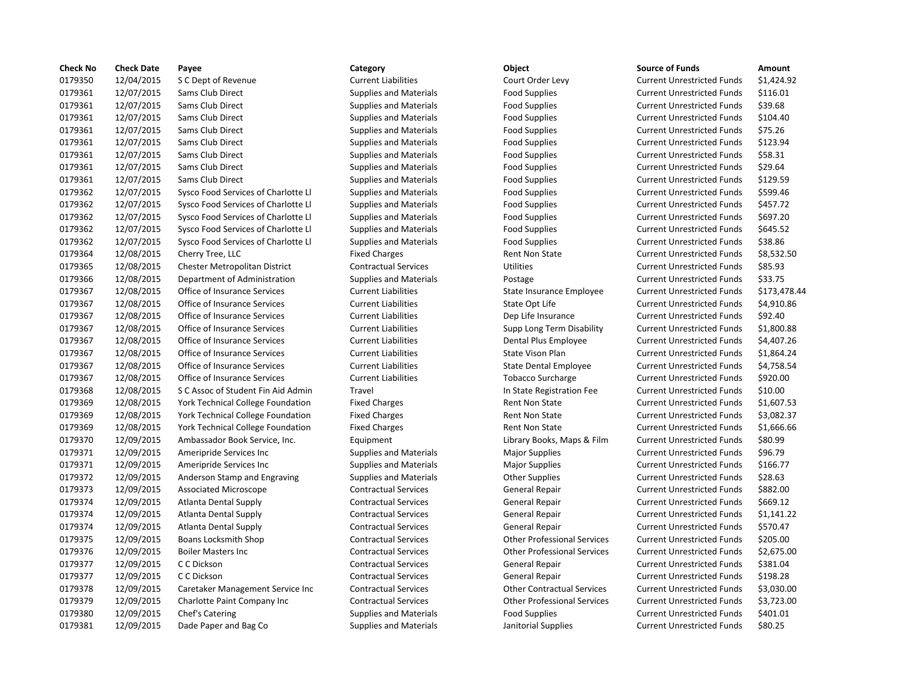| Check No | Check Date | Payee | Category | Object | Source of Funds | Amount |
|---|---|---|---|---|---|---|
| 0179350 | 12/04/2015 | S C Dept of Revenue | Current Liabilities | Court Order Levy | Current Unrestricted Funds | $1,424.92 |
| 0179361 | 12/07/2015 | Sams Club Direct | Supplies and Materials | Food Supplies | Current Unrestricted Funds | $116.01 |
| 0179361 | 12/07/2015 | Sams Club Direct | Supplies and Materials | Food Supplies | Current Unrestricted Funds | $39.68 |
| 0179361 | 12/07/2015 | Sams Club Direct | Supplies and Materials | Food Supplies | Current Unrestricted Funds | $104.40 |
| 0179361 | 12/07/2015 | Sams Club Direct | Supplies and Materials | Food Supplies | Current Unrestricted Funds | $75.26 |
| 0179361 | 12/07/2015 | Sams Club Direct | Supplies and Materials | Food Supplies | Current Unrestricted Funds | $123.94 |
| 0179361 | 12/07/2015 | Sams Club Direct | Supplies and Materials | Food Supplies | Current Unrestricted Funds | $58.31 |
| 0179361 | 12/07/2015 | Sams Club Direct | Supplies and Materials | Food Supplies | Current Unrestricted Funds | $29.64 |
| 0179361 | 12/07/2015 | Sams Club Direct | Supplies and Materials | Food Supplies | Current Unrestricted Funds | $129.59 |
| 0179362 | 12/07/2015 | Sysco Food Services of Charlotte Ll | Supplies and Materials | Food Supplies | Current Unrestricted Funds | $599.46 |
| 0179362 | 12/07/2015 | Sysco Food Services of Charlotte Ll | Supplies and Materials | Food Supplies | Current Unrestricted Funds | $457.72 |
| 0179362 | 12/07/2015 | Sysco Food Services of Charlotte Ll | Supplies and Materials | Food Supplies | Current Unrestricted Funds | $697.20 |
| 0179362 | 12/07/2015 | Sysco Food Services of Charlotte Ll | Supplies and Materials | Food Supplies | Current Unrestricted Funds | $645.52 |
| 0179362 | 12/07/2015 | Sysco Food Services of Charlotte Ll | Supplies and Materials | Food Supplies | Current Unrestricted Funds | $38.86 |
| 0179364 | 12/08/2015 | Cherry Tree, LLC | Fixed Charges | Rent Non State | Current Unrestricted Funds | $8,532.50 |
| 0179365 | 12/08/2015 | Chester Metropolitan District | Contractual Services | Utilities | Current Unrestricted Funds | $85.93 |
| 0179366 | 12/08/2015 | Department of Administration | Supplies and Materials | Postage | Current Unrestricted Funds | $33.75 |
| 0179367 | 12/08/2015 | Office of Insurance Services | Current Liabilities | State Insurance Employee | Current Unrestricted Funds | $173,478.44 |
| 0179367 | 12/08/2015 | Office of Insurance Services | Current Liabilities | State Opt Life | Current Unrestricted Funds | $4,910.86 |
| 0179367 | 12/08/2015 | Office of Insurance Services | Current Liabilities | Dep Life Insurance | Current Unrestricted Funds | $92.40 |
| 0179367 | 12/08/2015 | Office of Insurance Services | Current Liabilities | Supp Long Term Disability | Current Unrestricted Funds | $1,800.88 |
| 0179367 | 12/08/2015 | Office of Insurance Services | Current Liabilities | Dental Plus Employee | Current Unrestricted Funds | $4,407.26 |
| 0179367 | 12/08/2015 | Office of Insurance Services | Current Liabilities | State Vison Plan | Current Unrestricted Funds | $1,864.24 |
| 0179367 | 12/08/2015 | Office of Insurance Services | Current Liabilities | State Dental Employee | Current Unrestricted Funds | $4,758.54 |
| 0179367 | 12/08/2015 | Office of Insurance Services | Current Liabilities | Tobacco Surcharge | Current Unrestricted Funds | $920.00 |
| 0179368 | 12/08/2015 | S C Assoc of Student Fin Aid Admin | Travel | In State Registration Fee | Current Unrestricted Funds | $10.00 |
| 0179369 | 12/08/2015 | York Technical College Foundation | Fixed Charges | Rent Non State | Current Unrestricted Funds | $1,607.53 |
| 0179369 | 12/08/2015 | York Technical College Foundation | Fixed Charges | Rent Non State | Current Unrestricted Funds | $3,082.37 |
| 0179369 | 12/08/2015 | York Technical College Foundation | Fixed Charges | Rent Non State | Current Unrestricted Funds | $1,666.66 |
| 0179370 | 12/09/2015 | Ambassador Book Service, Inc. | Equipment | Library Books, Maps & Film | Current Unrestricted Funds | $80.99 |
| 0179371 | 12/09/2015 | Ameripride Services Inc | Supplies and Materials | Major Supplies | Current Unrestricted Funds | $96.79 |
| 0179371 | 12/09/2015 | Ameripride Services Inc | Supplies and Materials | Major Supplies | Current Unrestricted Funds | $166.77 |
| 0179372 | 12/09/2015 | Anderson Stamp and Engraving | Supplies and Materials | Other Supplies | Current Unrestricted Funds | $28.63 |
| 0179373 | 12/09/2015 | Associated Microscope | Contractual Services | General Repair | Current Unrestricted Funds | $882.00 |
| 0179374 | 12/09/2015 | Atlanta Dental Supply | Contractual Services | General Repair | Current Unrestricted Funds | $669.12 |
| 0179374 | 12/09/2015 | Atlanta Dental Supply | Contractual Services | General Repair | Current Unrestricted Funds | $1,141.22 |
| 0179374 | 12/09/2015 | Atlanta Dental Supply | Contractual Services | General Repair | Current Unrestricted Funds | $570.47 |
| 0179375 | 12/09/2015 | Boans Locksmith Shop | Contractual Services | Other Professional Services | Current Unrestricted Funds | $205.00 |
| 0179376 | 12/09/2015 | Boiler Masters Inc | Contractual Services | Other Professional Services | Current Unrestricted Funds | $2,675.00 |
| 0179377 | 12/09/2015 | C C Dickson | Contractual Services | General Repair | Current Unrestricted Funds | $381.04 |
| 0179377 | 12/09/2015 | C C Dickson | Contractual Services | General Repair | Current Unrestricted Funds | $198.28 |
| 0179378 | 12/09/2015 | Caretaker Management Service Inc | Contractual Services | Other Contractual Services | Current Unrestricted Funds | $3,030.00 |
| 0179379 | 12/09/2015 | Charlotte Paint Company Inc | Contractual Services | Other Professional Services | Current Unrestricted Funds | $3,723.00 |
| 0179380 | 12/09/2015 | Chef's Catering | Supplies and Materials | Food Supplies | Current Unrestricted Funds | $401.01 |
| 0179381 | 12/09/2015 | Dade Paper and Bag Co | Supplies and Materials | Janitorial Supplies | Current Unrestricted Funds | $80.25 |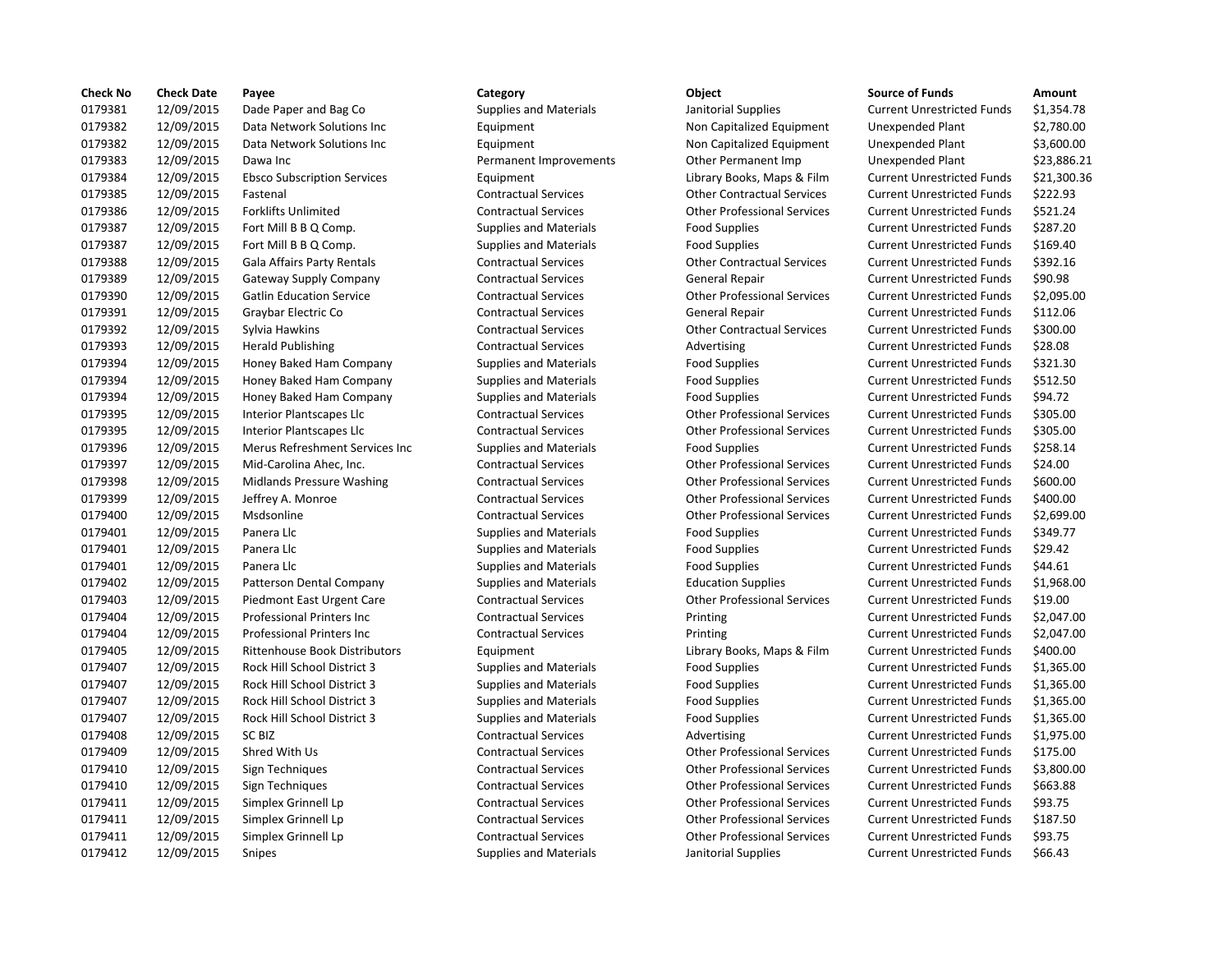| Check No | Check Date | Payee | Category | Object | Source of Funds | Amount |
|---|---|---|---|---|---|---|
| 0179381 | 12/09/2015 | Dade Paper and Bag Co | Supplies and Materials | Janitorial Supplies | Current Unrestricted Funds | $1,354.78 |
| 0179382 | 12/09/2015 | Data Network Solutions Inc | Equipment | Non Capitalized Equipment | Unexpended Plant | $2,780.00 |
| 0179382 | 12/09/2015 | Data Network Solutions Inc | Equipment | Non Capitalized Equipment | Unexpended Plant | $3,600.00 |
| 0179383 | 12/09/2015 | Dawa Inc | Permanent Improvements | Other Permanent Imp | Unexpended Plant | $23,886.21 |
| 0179384 | 12/09/2015 | Ebsco Subscription Services | Equipment | Library Books, Maps & Film | Current Unrestricted Funds | $21,300.36 |
| 0179385 | 12/09/2015 | Fastenal | Contractual Services | Other Contractual Services | Current Unrestricted Funds | $222.93 |
| 0179386 | 12/09/2015 | Forklifts Unlimited | Contractual Services | Other Professional Services | Current Unrestricted Funds | $521.24 |
| 0179387 | 12/09/2015 | Fort Mill B B Q Comp. | Supplies and Materials | Food Supplies | Current Unrestricted Funds | $287.20 |
| 0179387 | 12/09/2015 | Fort Mill B B Q Comp. | Supplies and Materials | Food Supplies | Current Unrestricted Funds | $169.40 |
| 0179388 | 12/09/2015 | Gala Affairs Party Rentals | Contractual Services | Other Contractual Services | Current Unrestricted Funds | $392.16 |
| 0179389 | 12/09/2015 | Gateway Supply Company | Contractual Services | General Repair | Current Unrestricted Funds | $90.98 |
| 0179390 | 12/09/2015 | Gatlin Education Service | Contractual Services | Other Professional Services | Current Unrestricted Funds | $2,095.00 |
| 0179391 | 12/09/2015 | Graybar Electric Co | Contractual Services | General Repair | Current Unrestricted Funds | $112.06 |
| 0179392 | 12/09/2015 | Sylvia Hawkins | Contractual Services | Other Contractual Services | Current Unrestricted Funds | $300.00 |
| 0179393 | 12/09/2015 | Herald Publishing | Contractual Services | Advertising | Current Unrestricted Funds | $28.08 |
| 0179394 | 12/09/2015 | Honey Baked Ham Company | Supplies and Materials | Food Supplies | Current Unrestricted Funds | $321.30 |
| 0179394 | 12/09/2015 | Honey Baked Ham Company | Supplies and Materials | Food Supplies | Current Unrestricted Funds | $512.50 |
| 0179394 | 12/09/2015 | Honey Baked Ham Company | Supplies and Materials | Food Supplies | Current Unrestricted Funds | $94.72 |
| 0179395 | 12/09/2015 | Interior Plantscapes Llc | Contractual Services | Other Professional Services | Current Unrestricted Funds | $305.00 |
| 0179395 | 12/09/2015 | Interior Plantscapes Llc | Contractual Services | Other Professional Services | Current Unrestricted Funds | $305.00 |
| 0179396 | 12/09/2015 | Merus Refreshment Services Inc | Supplies and Materials | Food Supplies | Current Unrestricted Funds | $258.14 |
| 0179397 | 12/09/2015 | Mid-Carolina Ahec, Inc. | Contractual Services | Other Professional Services | Current Unrestricted Funds | $24.00 |
| 0179398 | 12/09/2015 | Midlands Pressure Washing | Contractual Services | Other Professional Services | Current Unrestricted Funds | $600.00 |
| 0179399 | 12/09/2015 | Jeffrey A. Monroe | Contractual Services | Other Professional Services | Current Unrestricted Funds | $400.00 |
| 0179400 | 12/09/2015 | Msdsonline | Contractual Services | Other Professional Services | Current Unrestricted Funds | $2,699.00 |
| 0179401 | 12/09/2015 | Panera Llc | Supplies and Materials | Food Supplies | Current Unrestricted Funds | $349.77 |
| 0179401 | 12/09/2015 | Panera Llc | Supplies and Materials | Food Supplies | Current Unrestricted Funds | $29.42 |
| 0179401 | 12/09/2015 | Panera Llc | Supplies and Materials | Food Supplies | Current Unrestricted Funds | $44.61 |
| 0179402 | 12/09/2015 | Patterson Dental Company | Supplies and Materials | Education Supplies | Current Unrestricted Funds | $1,968.00 |
| 0179403 | 12/09/2015 | Piedmont East Urgent Care | Contractual Services | Other Professional Services | Current Unrestricted Funds | $19.00 |
| 0179404 | 12/09/2015 | Professional Printers Inc | Contractual Services | Printing | Current Unrestricted Funds | $2,047.00 |
| 0179404 | 12/09/2015 | Professional Printers Inc | Contractual Services | Printing | Current Unrestricted Funds | $2,047.00 |
| 0179405 | 12/09/2015 | Rittenhouse Book Distributors | Equipment | Library Books, Maps & Film | Current Unrestricted Funds | $400.00 |
| 0179407 | 12/09/2015 | Rock Hill School District 3 | Supplies and Materials | Food Supplies | Current Unrestricted Funds | $1,365.00 |
| 0179407 | 12/09/2015 | Rock Hill School District 3 | Supplies and Materials | Food Supplies | Current Unrestricted Funds | $1,365.00 |
| 0179407 | 12/09/2015 | Rock Hill School District 3 | Supplies and Materials | Food Supplies | Current Unrestricted Funds | $1,365.00 |
| 0179407 | 12/09/2015 | Rock Hill School District 3 | Supplies and Materials | Food Supplies | Current Unrestricted Funds | $1,365.00 |
| 0179408 | 12/09/2015 | SC BIZ | Contractual Services | Advertising | Current Unrestricted Funds | $1,975.00 |
| 0179409 | 12/09/2015 | Shred With Us | Contractual Services | Other Professional Services | Current Unrestricted Funds | $175.00 |
| 0179410 | 12/09/2015 | Sign Techniques | Contractual Services | Other Professional Services | Current Unrestricted Funds | $3,800.00 |
| 0179410 | 12/09/2015 | Sign Techniques | Contractual Services | Other Professional Services | Current Unrestricted Funds | $663.88 |
| 0179411 | 12/09/2015 | Simplex Grinnell Lp | Contractual Services | Other Professional Services | Current Unrestricted Funds | $93.75 |
| 0179411 | 12/09/2015 | Simplex Grinnell Lp | Contractual Services | Other Professional Services | Current Unrestricted Funds | $187.50 |
| 0179411 | 12/09/2015 | Simplex Grinnell Lp | Contractual Services | Other Professional Services | Current Unrestricted Funds | $93.75 |
| 0179412 | 12/09/2015 | Snipes | Supplies and Materials | Janitorial Supplies | Current Unrestricted Funds | $66.43 |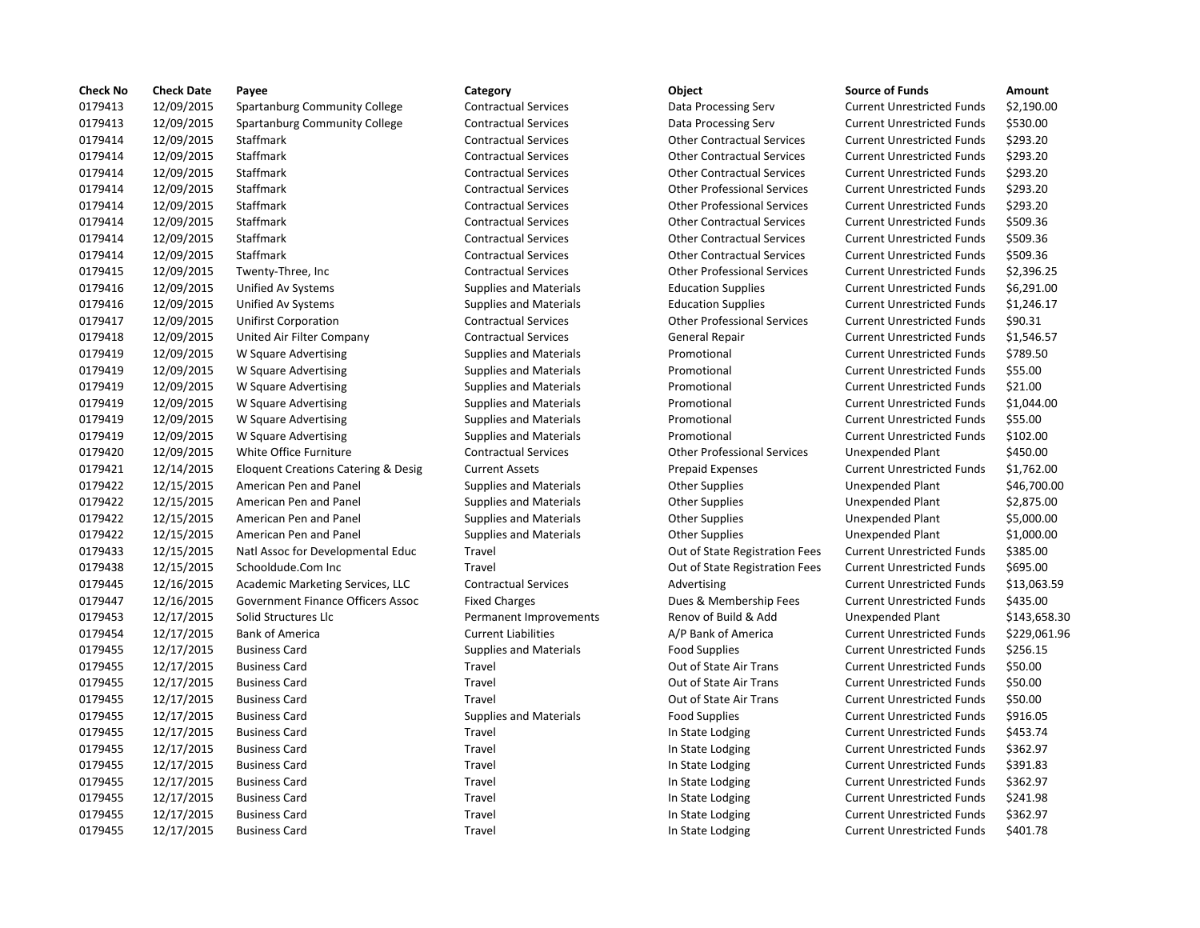| Check No | Check Date | Payee | Category | Object | Source of Funds | Amount |
|---|---|---|---|---|---|---|
| 0179413 | 12/09/2015 | Spartanburg Community College | Contractual Services | Data Processing Serv | Current Unrestricted Funds | $2,190.00 |
| 0179413 | 12/09/2015 | Spartanburg Community College | Contractual Services | Data Processing Serv | Current Unrestricted Funds | $530.00 |
| 0179414 | 12/09/2015 | Staffmark | Contractual Services | Other Contractual Services | Current Unrestricted Funds | $293.20 |
| 0179414 | 12/09/2015 | Staffmark | Contractual Services | Other Contractual Services | Current Unrestricted Funds | $293.20 |
| 0179414 | 12/09/2015 | Staffmark | Contractual Services | Other Contractual Services | Current Unrestricted Funds | $293.20 |
| 0179414 | 12/09/2015 | Staffmark | Contractual Services | Other Professional Services | Current Unrestricted Funds | $293.20 |
| 0179414 | 12/09/2015 | Staffmark | Contractual Services | Other Professional Services | Current Unrestricted Funds | $293.20 |
| 0179414 | 12/09/2015 | Staffmark | Contractual Services | Other Contractual Services | Current Unrestricted Funds | $509.36 |
| 0179414 | 12/09/2015 | Staffmark | Contractual Services | Other Contractual Services | Current Unrestricted Funds | $509.36 |
| 0179414 | 12/09/2015 | Staffmark | Contractual Services | Other Contractual Services | Current Unrestricted Funds | $509.36 |
| 0179415 | 12/09/2015 | Twenty-Three, Inc | Contractual Services | Other Professional Services | Current Unrestricted Funds | $2,396.25 |
| 0179416 | 12/09/2015 | Unified Av Systems | Supplies and Materials | Education Supplies | Current Unrestricted Funds | $6,291.00 |
| 0179416 | 12/09/2015 | Unified Av Systems | Supplies and Materials | Education Supplies | Current Unrestricted Funds | $1,246.17 |
| 0179417 | 12/09/2015 | Unifirst Corporation | Contractual Services | Other Professional Services | Current Unrestricted Funds | $90.31 |
| 0179418 | 12/09/2015 | United Air Filter Company | Contractual Services | General Repair | Current Unrestricted Funds | $1,546.57 |
| 0179419 | 12/09/2015 | W Square Advertising | Supplies and Materials | Promotional | Current Unrestricted Funds | $789.50 |
| 0179419 | 12/09/2015 | W Square Advertising | Supplies and Materials | Promotional | Current Unrestricted Funds | $55.00 |
| 0179419 | 12/09/2015 | W Square Advertising | Supplies and Materials | Promotional | Current Unrestricted Funds | $21.00 |
| 0179419 | 12/09/2015 | W Square Advertising | Supplies and Materials | Promotional | Current Unrestricted Funds | $1,044.00 |
| 0179419 | 12/09/2015 | W Square Advertising | Supplies and Materials | Promotional | Current Unrestricted Funds | $55.00 |
| 0179419 | 12/09/2015 | W Square Advertising | Supplies and Materials | Promotional | Current Unrestricted Funds | $102.00 |
| 0179420 | 12/09/2015 | White Office Furniture | Contractual Services | Other Professional Services | Unexpended Plant | $450.00 |
| 0179421 | 12/14/2015 | Eloquent Creations Catering & Desig | Current Assets | Prepaid Expenses | Current Unrestricted Funds | $1,762.00 |
| 0179422 | 12/15/2015 | American Pen and Panel | Supplies and Materials | Other Supplies | Unexpended Plant | $46,700.00 |
| 0179422 | 12/15/2015 | American Pen and Panel | Supplies and Materials | Other Supplies | Unexpended Plant | $2,875.00 |
| 0179422 | 12/15/2015 | American Pen and Panel | Supplies and Materials | Other Supplies | Unexpended Plant | $5,000.00 |
| 0179422 | 12/15/2015 | American Pen and Panel | Supplies and Materials | Other Supplies | Unexpended Plant | $1,000.00 |
| 0179433 | 12/15/2015 | Natl Assoc for Developmental Educ | Travel | Out of State Registration Fees | Current Unrestricted Funds | $385.00 |
| 0179438 | 12/15/2015 | Schooldude.Com Inc | Travel | Out of State Registration Fees | Current Unrestricted Funds | $695.00 |
| 0179445 | 12/16/2015 | Academic Marketing Services, LLC | Contractual Services | Advertising | Current Unrestricted Funds | $13,063.59 |
| 0179447 | 12/16/2015 | Government Finance Officers Assoc | Fixed Charges | Dues & Membership Fees | Current Unrestricted Funds | $435.00 |
| 0179453 | 12/17/2015 | Solid Structures Llc | Permanent Improvements | Renov of Build & Add | Unexpended Plant | $143,658.30 |
| 0179454 | 12/17/2015 | Bank of America | Current Liabilities | A/P Bank of America | Current Unrestricted Funds | $229,061.96 |
| 0179455 | 12/17/2015 | Business Card | Supplies and Materials | Food Supplies | Current Unrestricted Funds | $256.15 |
| 0179455 | 12/17/2015 | Business Card | Travel | Out of State Air Trans | Current Unrestricted Funds | $50.00 |
| 0179455 | 12/17/2015 | Business Card | Travel | Out of State Air Trans | Current Unrestricted Funds | $50.00 |
| 0179455 | 12/17/2015 | Business Card | Travel | Out of State Air Trans | Current Unrestricted Funds | $50.00 |
| 0179455 | 12/17/2015 | Business Card | Supplies and Materials | Food Supplies | Current Unrestricted Funds | $916.05 |
| 0179455 | 12/17/2015 | Business Card | Travel | In State Lodging | Current Unrestricted Funds | $453.74 |
| 0179455 | 12/17/2015 | Business Card | Travel | In State Lodging | Current Unrestricted Funds | $362.97 |
| 0179455 | 12/17/2015 | Business Card | Travel | In State Lodging | Current Unrestricted Funds | $391.83 |
| 0179455 | 12/17/2015 | Business Card | Travel | In State Lodging | Current Unrestricted Funds | $362.97 |
| 0179455 | 12/17/2015 | Business Card | Travel | In State Lodging | Current Unrestricted Funds | $241.98 |
| 0179455 | 12/17/2015 | Business Card | Travel | In State Lodging | Current Unrestricted Funds | $362.97 |
| 0179455 | 12/17/2015 | Business Card | Travel | In State Lodging | Current Unrestricted Funds | $401.78 |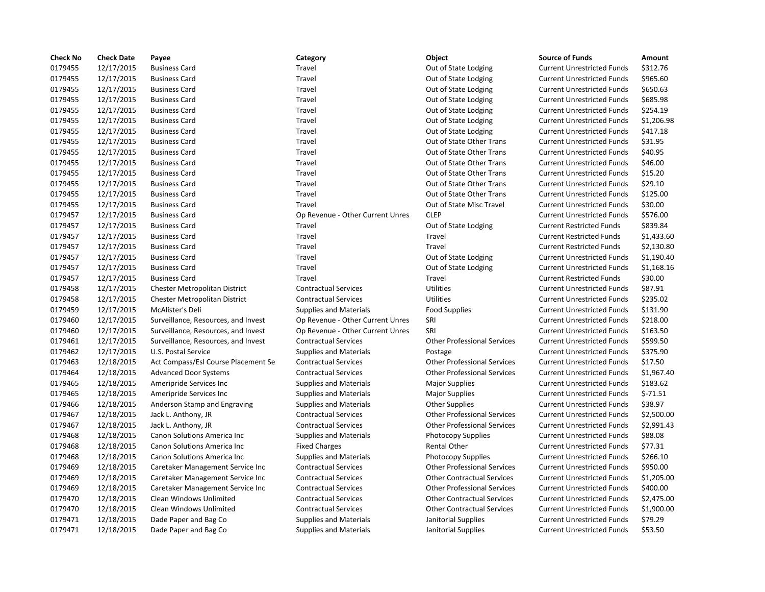| Check No | Check Date | Payee | Category | Object | Source of Funds | Amount |
|---|---|---|---|---|---|---|
| 0179455 | 12/17/2015 | Business Card | Travel | Out of State Lodging | Current Unrestricted Funds | $312.76 |
| 0179455 | 12/17/2015 | Business Card | Travel | Out of State Lodging | Current Unrestricted Funds | $965.60 |
| 0179455 | 12/17/2015 | Business Card | Travel | Out of State Lodging | Current Unrestricted Funds | $650.63 |
| 0179455 | 12/17/2015 | Business Card | Travel | Out of State Lodging | Current Unrestricted Funds | $685.98 |
| 0179455 | 12/17/2015 | Business Card | Travel | Out of State Lodging | Current Unrestricted Funds | $254.19 |
| 0179455 | 12/17/2015 | Business Card | Travel | Out of State Lodging | Current Unrestricted Funds | $1,206.98 |
| 0179455 | 12/17/2015 | Business Card | Travel | Out of State Lodging | Current Unrestricted Funds | $417.18 |
| 0179455 | 12/17/2015 | Business Card | Travel | Out of State Other Trans | Current Unrestricted Funds | $31.95 |
| 0179455 | 12/17/2015 | Business Card | Travel | Out of State Other Trans | Current Unrestricted Funds | $40.95 |
| 0179455 | 12/17/2015 | Business Card | Travel | Out of State Other Trans | Current Unrestricted Funds | $46.00 |
| 0179455 | 12/17/2015 | Business Card | Travel | Out of State Other Trans | Current Unrestricted Funds | $15.20 |
| 0179455 | 12/17/2015 | Business Card | Travel | Out of State Other Trans | Current Unrestricted Funds | $29.10 |
| 0179455 | 12/17/2015 | Business Card | Travel | Out of State Other Trans | Current Unrestricted Funds | $125.00 |
| 0179455 | 12/17/2015 | Business Card | Travel | Out of State Misc Travel | Current Unrestricted Funds | $30.00 |
| 0179457 | 12/17/2015 | Business Card | Op Revenue - Other Current Unres | CLEP | Current Unrestricted Funds | $576.00 |
| 0179457 | 12/17/2015 | Business Card | Travel | Out of State Lodging | Current Restricted Funds | $839.84 |
| 0179457 | 12/17/2015 | Business Card | Travel | Travel | Current Restricted Funds | $1,433.60 |
| 0179457 | 12/17/2015 | Business Card | Travel | Travel | Current Restricted Funds | $2,130.80 |
| 0179457 | 12/17/2015 | Business Card | Travel | Out of State Lodging | Current Unrestricted Funds | $1,190.40 |
| 0179457 | 12/17/2015 | Business Card | Travel | Out of State Lodging | Current Unrestricted Funds | $1,168.16 |
| 0179457 | 12/17/2015 | Business Card | Travel | Travel | Current Restricted Funds | $30.00 |
| 0179458 | 12/17/2015 | Chester Metropolitan District | Contractual Services | Utilities | Current Unrestricted Funds | $87.91 |
| 0179458 | 12/17/2015 | Chester Metropolitan District | Contractual Services | Utilities | Current Unrestricted Funds | $235.02 |
| 0179459 | 12/17/2015 | McAlister's Deli | Supplies and Materials | Food Supplies | Current Unrestricted Funds | $131.90 |
| 0179460 | 12/17/2015 | Surveillance, Resources, and Invest | Op Revenue - Other Current Unres | SRI | Current Unrestricted Funds | $218.00 |
| 0179460 | 12/17/2015 | Surveillance, Resources, and Invest | Op Revenue - Other Current Unres | SRI | Current Unrestricted Funds | $163.50 |
| 0179461 | 12/17/2015 | Surveillance, Resources, and Invest | Contractual Services | Other Professional Services | Current Unrestricted Funds | $599.50 |
| 0179462 | 12/17/2015 | U.S. Postal Service | Supplies and Materials | Postage | Current Unrestricted Funds | $375.90 |
| 0179463 | 12/18/2015 | Act Compass/Esl Course Placement Se | Contractual Services | Other Professional Services | Current Unrestricted Funds | $17.50 |
| 0179464 | 12/18/2015 | Advanced Door Systems | Contractual Services | Other Professional Services | Current Unrestricted Funds | $1,967.40 |
| 0179465 | 12/18/2015 | Ameripride Services Inc | Supplies and Materials | Major Supplies | Current Unrestricted Funds | $183.62 |
| 0179465 | 12/18/2015 | Ameripride Services Inc | Supplies and Materials | Major Supplies | Current Unrestricted Funds | $-71.51 |
| 0179466 | 12/18/2015 | Anderson Stamp and Engraving | Supplies and Materials | Other Supplies | Current Unrestricted Funds | $38.97 |
| 0179467 | 12/18/2015 | Jack L. Anthony, JR | Contractual Services | Other Professional Services | Current Unrestricted Funds | $2,500.00 |
| 0179467 | 12/18/2015 | Jack L. Anthony, JR | Contractual Services | Other Professional Services | Current Unrestricted Funds | $2,991.43 |
| 0179468 | 12/18/2015 | Canon Solutions America Inc | Supplies and Materials | Photocopy Supplies | Current Unrestricted Funds | $88.08 |
| 0179468 | 12/18/2015 | Canon Solutions America Inc | Fixed Charges | Rental Other | Current Unrestricted Funds | $77.31 |
| 0179468 | 12/18/2015 | Canon Solutions America Inc | Supplies and Materials | Photocopy Supplies | Current Unrestricted Funds | $266.10 |
| 0179469 | 12/18/2015 | Caretaker Management Service Inc | Contractual Services | Other Professional Services | Current Unrestricted Funds | $950.00 |
| 0179469 | 12/18/2015 | Caretaker Management Service Inc | Contractual Services | Other Contractual Services | Current Unrestricted Funds | $1,205.00 |
| 0179469 | 12/18/2015 | Caretaker Management Service Inc | Contractual Services | Other Professional Services | Current Unrestricted Funds | $400.00 |
| 0179470 | 12/18/2015 | Clean Windows Unlimited | Contractual Services | Other Contractual Services | Current Unrestricted Funds | $2,475.00 |
| 0179470 | 12/18/2015 | Clean Windows Unlimited | Contractual Services | Other Contractual Services | Current Unrestricted Funds | $1,900.00 |
| 0179471 | 12/18/2015 | Dade Paper and Bag Co | Supplies and Materials | Janitorial Supplies | Current Unrestricted Funds | $79.29 |
| 0179471 | 12/18/2015 | Dade Paper and Bag Co | Supplies and Materials | Janitorial Supplies | Current Unrestricted Funds | $53.50 |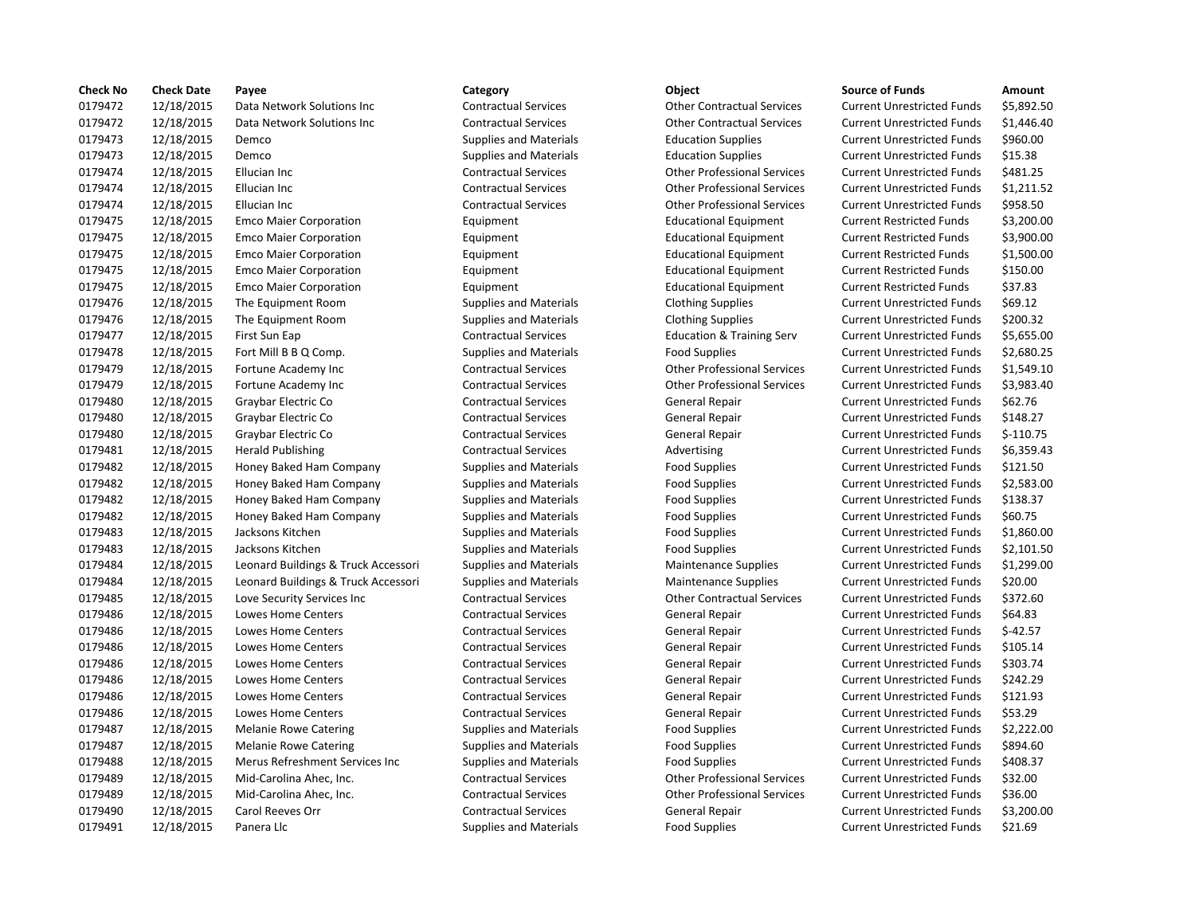| Check No | Check Date | Payee | Category | Object | Source of Funds | Amount |
|---|---|---|---|---|---|---|
| 0179472 | 12/18/2015 | Data Network Solutions Inc | Contractual Services | Other Contractual Services | Current Unrestricted Funds | $5,892.50 |
| 0179472 | 12/18/2015 | Data Network Solutions Inc | Contractual Services | Other Contractual Services | Current Unrestricted Funds | $1,446.40 |
| 0179473 | 12/18/2015 | Demco | Supplies and Materials | Education Supplies | Current Unrestricted Funds | $960.00 |
| 0179473 | 12/18/2015 | Demco | Supplies and Materials | Education Supplies | Current Unrestricted Funds | $15.38 |
| 0179474 | 12/18/2015 | Ellucian Inc | Contractual Services | Other Professional Services | Current Unrestricted Funds | $481.25 |
| 0179474 | 12/18/2015 | Ellucian Inc | Contractual Services | Other Professional Services | Current Unrestricted Funds | $1,211.52 |
| 0179474 | 12/18/2015 | Ellucian Inc | Contractual Services | Other Professional Services | Current Unrestricted Funds | $958.50 |
| 0179475 | 12/18/2015 | Emco Maier Corporation | Equipment | Educational Equipment | Current Restricted Funds | $3,200.00 |
| 0179475 | 12/18/2015 | Emco Maier Corporation | Equipment | Educational Equipment | Current Restricted Funds | $3,900.00 |
| 0179475 | 12/18/2015 | Emco Maier Corporation | Equipment | Educational Equipment | Current Restricted Funds | $1,500.00 |
| 0179475 | 12/18/2015 | Emco Maier Corporation | Equipment | Educational Equipment | Current Restricted Funds | $150.00 |
| 0179475 | 12/18/2015 | Emco Maier Corporation | Equipment | Educational Equipment | Current Restricted Funds | $37.83 |
| 0179476 | 12/18/2015 | The Equipment Room | Supplies and Materials | Clothing Supplies | Current Unrestricted Funds | $69.12 |
| 0179476 | 12/18/2015 | The Equipment Room | Supplies and Materials | Clothing Supplies | Current Unrestricted Funds | $200.32 |
| 0179477 | 12/18/2015 | First Sun Eap | Contractual Services | Education & Training Serv | Current Unrestricted Funds | $5,655.00 |
| 0179478 | 12/18/2015 | Fort Mill B B Q Comp. | Supplies and Materials | Food Supplies | Current Unrestricted Funds | $2,680.25 |
| 0179479 | 12/18/2015 | Fortune Academy Inc | Contractual Services | Other Professional Services | Current Unrestricted Funds | $1,549.10 |
| 0179479 | 12/18/2015 | Fortune Academy Inc | Contractual Services | Other Professional Services | Current Unrestricted Funds | $3,983.40 |
| 0179480 | 12/18/2015 | Graybar Electric Co | Contractual Services | General Repair | Current Unrestricted Funds | $62.76 |
| 0179480 | 12/18/2015 | Graybar Electric Co | Contractual Services | General Repair | Current Unrestricted Funds | $148.27 |
| 0179480 | 12/18/2015 | Graybar Electric Co | Contractual Services | General Repair | Current Unrestricted Funds | $-110.75 |
| 0179481 | 12/18/2015 | Herald Publishing | Contractual Services | Advertising | Current Unrestricted Funds | $6,359.43 |
| 0179482 | 12/18/2015 | Honey Baked Ham Company | Supplies and Materials | Food Supplies | Current Unrestricted Funds | $121.50 |
| 0179482 | 12/18/2015 | Honey Baked Ham Company | Supplies and Materials | Food Supplies | Current Unrestricted Funds | $2,583.00 |
| 0179482 | 12/18/2015 | Honey Baked Ham Company | Supplies and Materials | Food Supplies | Current Unrestricted Funds | $138.37 |
| 0179482 | 12/18/2015 | Honey Baked Ham Company | Supplies and Materials | Food Supplies | Current Unrestricted Funds | $60.75 |
| 0179483 | 12/18/2015 | Jacksons Kitchen | Supplies and Materials | Food Supplies | Current Unrestricted Funds | $1,860.00 |
| 0179483 | 12/18/2015 | Jacksons Kitchen | Supplies and Materials | Food Supplies | Current Unrestricted Funds | $2,101.50 |
| 0179484 | 12/18/2015 | Leonard Buildings & Truck Accessori | Supplies and Materials | Maintenance Supplies | Current Unrestricted Funds | $1,299.00 |
| 0179484 | 12/18/2015 | Leonard Buildings & Truck Accessori | Supplies and Materials | Maintenance Supplies | Current Unrestricted Funds | $20.00 |
| 0179485 | 12/18/2015 | Love Security Services Inc | Contractual Services | Other Contractual Services | Current Unrestricted Funds | $372.60 |
| 0179486 | 12/18/2015 | Lowes Home Centers | Contractual Services | General Repair | Current Unrestricted Funds | $64.83 |
| 0179486 | 12/18/2015 | Lowes Home Centers | Contractual Services | General Repair | Current Unrestricted Funds | $-42.57 |
| 0179486 | 12/18/2015 | Lowes Home Centers | Contractual Services | General Repair | Current Unrestricted Funds | $105.14 |
| 0179486 | 12/18/2015 | Lowes Home Centers | Contractual Services | General Repair | Current Unrestricted Funds | $303.74 |
| 0179486 | 12/18/2015 | Lowes Home Centers | Contractual Services | General Repair | Current Unrestricted Funds | $242.29 |
| 0179486 | 12/18/2015 | Lowes Home Centers | Contractual Services | General Repair | Current Unrestricted Funds | $121.93 |
| 0179486 | 12/18/2015 | Lowes Home Centers | Contractual Services | General Repair | Current Unrestricted Funds | $53.29 |
| 0179487 | 12/18/2015 | Melanie Rowe Catering | Supplies and Materials | Food Supplies | Current Unrestricted Funds | $2,222.00 |
| 0179487 | 12/18/2015 | Melanie Rowe Catering | Supplies and Materials | Food Supplies | Current Unrestricted Funds | $894.60 |
| 0179488 | 12/18/2015 | Merus Refreshment Services Inc | Supplies and Materials | Food Supplies | Current Unrestricted Funds | $408.37 |
| 0179489 | 12/18/2015 | Mid-Carolina Ahec, Inc. | Contractual Services | Other Professional Services | Current Unrestricted Funds | $32.00 |
| 0179489 | 12/18/2015 | Mid-Carolina Ahec, Inc. | Contractual Services | Other Professional Services | Current Unrestricted Funds | $36.00 |
| 0179490 | 12/18/2015 | Carol Reeves Orr | Contractual Services | General Repair | Current Unrestricted Funds | $3,200.00 |
| 0179491 | 12/18/2015 | Panera Llc | Supplies and Materials | Food Supplies | Current Unrestricted Funds | $21.69 |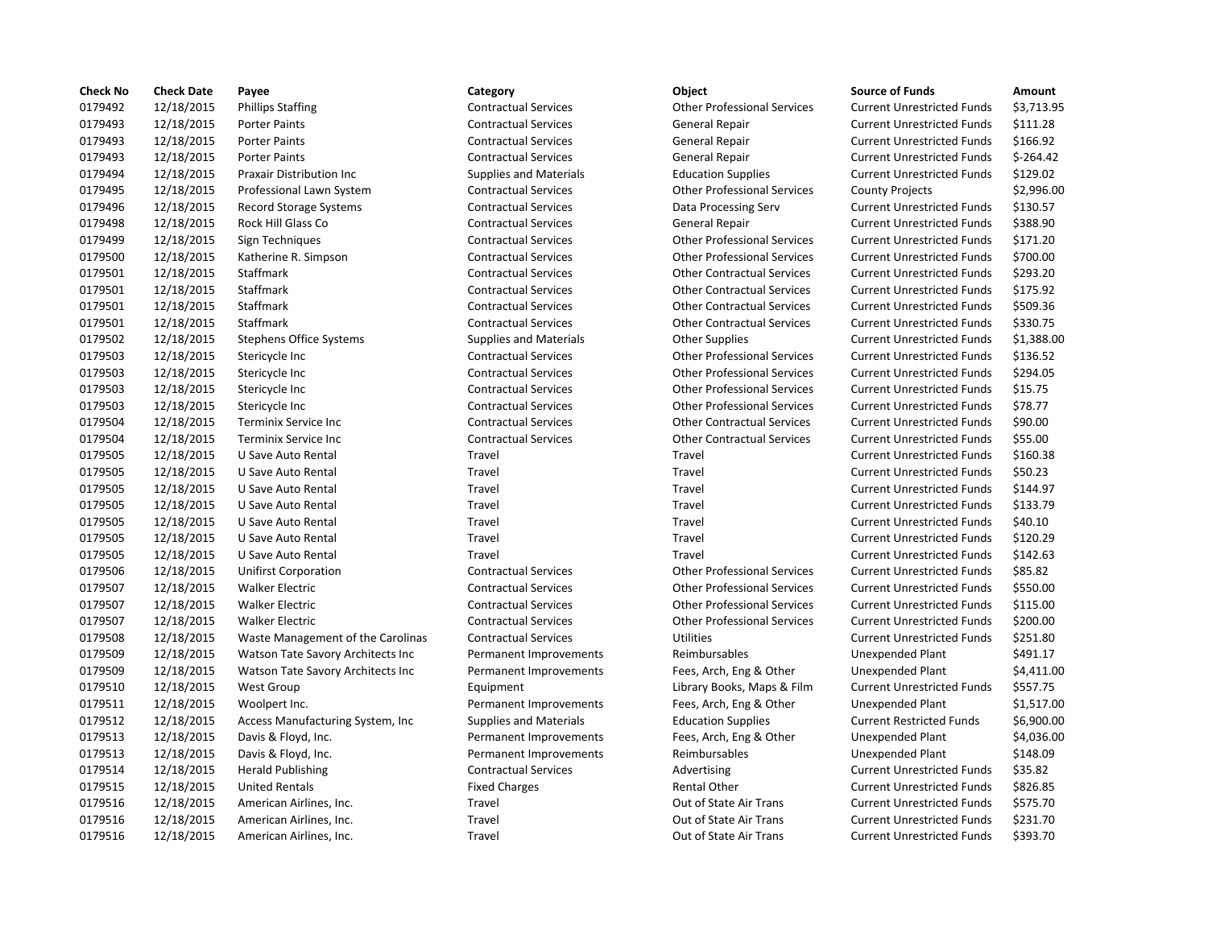| Check No | Check Date | Payee | Category | Object | Source of Funds | Amount |
|---|---|---|---|---|---|---|
| 0179492 | 12/18/2015 | Phillips Staffing | Contractual Services | Other Professional Services | Current Unrestricted Funds | $3,713.95 |
| 0179493 | 12/18/2015 | Porter Paints | Contractual Services | General Repair | Current Unrestricted Funds | $111.28 |
| 0179493 | 12/18/2015 | Porter Paints | Contractual Services | General Repair | Current Unrestricted Funds | $166.92 |
| 0179493 | 12/18/2015 | Porter Paints | Contractual Services | General Repair | Current Unrestricted Funds | $-264.42 |
| 0179494 | 12/18/2015 | Praxair Distribution Inc | Supplies and Materials | Education Supplies | Current Unrestricted Funds | $129.02 |
| 0179495 | 12/18/2015 | Professional Lawn System | Contractual Services | Other Professional Services | County Projects | $2,996.00 |
| 0179496 | 12/18/2015 | Record Storage Systems | Contractual Services | Data Processing Serv | Current Unrestricted Funds | $130.57 |
| 0179498 | 12/18/2015 | Rock Hill Glass Co | Contractual Services | General Repair | Current Unrestricted Funds | $388.90 |
| 0179499 | 12/18/2015 | Sign Techniques | Contractual Services | Other Professional Services | Current Unrestricted Funds | $171.20 |
| 0179500 | 12/18/2015 | Katherine R. Simpson | Contractual Services | Other Professional Services | Current Unrestricted Funds | $700.00 |
| 0179501 | 12/18/2015 | Staffmark | Contractual Services | Other Contractual Services | Current Unrestricted Funds | $293.20 |
| 0179501 | 12/18/2015 | Staffmark | Contractual Services | Other Contractual Services | Current Unrestricted Funds | $175.92 |
| 0179501 | 12/18/2015 | Staffmark | Contractual Services | Other Contractual Services | Current Unrestricted Funds | $509.36 |
| 0179501 | 12/18/2015 | Staffmark | Contractual Services | Other Contractual Services | Current Unrestricted Funds | $330.75 |
| 0179502 | 12/18/2015 | Stephens Office Systems | Supplies and Materials | Other Supplies | Current Unrestricted Funds | $1,388.00 |
| 0179503 | 12/18/2015 | Stericycle Inc | Contractual Services | Other Professional Services | Current Unrestricted Funds | $136.52 |
| 0179503 | 12/18/2015 | Stericycle Inc | Contractual Services | Other Professional Services | Current Unrestricted Funds | $294.05 |
| 0179503 | 12/18/2015 | Stericycle Inc | Contractual Services | Other Professional Services | Current Unrestricted Funds | $15.75 |
| 0179503 | 12/18/2015 | Stericycle Inc | Contractual Services | Other Professional Services | Current Unrestricted Funds | $78.77 |
| 0179504 | 12/18/2015 | Terminix Service Inc | Contractual Services | Other Contractual Services | Current Unrestricted Funds | $90.00 |
| 0179504 | 12/18/2015 | Terminix Service Inc | Contractual Services | Other Contractual Services | Current Unrestricted Funds | $55.00 |
| 0179505 | 12/18/2015 | U Save Auto Rental | Travel | Travel | Current Unrestricted Funds | $160.38 |
| 0179505 | 12/18/2015 | U Save Auto Rental | Travel | Travel | Current Unrestricted Funds | $50.23 |
| 0179505 | 12/18/2015 | U Save Auto Rental | Travel | Travel | Current Unrestricted Funds | $144.97 |
| 0179505 | 12/18/2015 | U Save Auto Rental | Travel | Travel | Current Unrestricted Funds | $133.79 |
| 0179505 | 12/18/2015 | U Save Auto Rental | Travel | Travel | Current Unrestricted Funds | $40.10 |
| 0179505 | 12/18/2015 | U Save Auto Rental | Travel | Travel | Current Unrestricted Funds | $120.29 |
| 0179505 | 12/18/2015 | U Save Auto Rental | Travel | Travel | Current Unrestricted Funds | $142.63 |
| 0179506 | 12/18/2015 | Unifirst Corporation | Contractual Services | Other Professional Services | Current Unrestricted Funds | $85.82 |
| 0179507 | 12/18/2015 | Walker Electric | Contractual Services | Other Professional Services | Current Unrestricted Funds | $550.00 |
| 0179507 | 12/18/2015 | Walker Electric | Contractual Services | Other Professional Services | Current Unrestricted Funds | $115.00 |
| 0179507 | 12/18/2015 | Walker Electric | Contractual Services | Other Professional Services | Current Unrestricted Funds | $200.00 |
| 0179508 | 12/18/2015 | Waste Management of the Carolinas | Contractual Services | Utilities | Current Unrestricted Funds | $251.80 |
| 0179509 | 12/18/2015 | Watson Tate Savory Architects Inc | Permanent Improvements | Reimbursables | Unexpended Plant | $491.17 |
| 0179509 | 12/18/2015 | Watson Tate Savory Architects Inc | Permanent Improvements | Fees, Arch, Eng & Other | Unexpended Plant | $4,411.00 |
| 0179510 | 12/18/2015 | West Group | Equipment | Library Books, Maps & Film | Current Unrestricted Funds | $557.75 |
| 0179511 | 12/18/2015 | Woolpert Inc. | Permanent Improvements | Fees, Arch, Eng & Other | Unexpended Plant | $1,517.00 |
| 0179512 | 12/18/2015 | Access Manufacturing System, Inc | Supplies and Materials | Education Supplies | Current Restricted Funds | $6,900.00 |
| 0179513 | 12/18/2015 | Davis & Floyd, Inc. | Permanent Improvements | Fees, Arch, Eng & Other | Unexpended Plant | $4,036.00 |
| 0179513 | 12/18/2015 | Davis & Floyd, Inc. | Permanent Improvements | Reimbursables | Unexpended Plant | $148.09 |
| 0179514 | 12/18/2015 | Herald Publishing | Contractual Services | Advertising | Current Unrestricted Funds | $35.82 |
| 0179515 | 12/18/2015 | United Rentals | Fixed Charges | Rental Other | Current Unrestricted Funds | $826.85 |
| 0179516 | 12/18/2015 | American Airlines, Inc. | Travel | Out of State Air Trans | Current Unrestricted Funds | $575.70 |
| 0179516 | 12/18/2015 | American Airlines, Inc. | Travel | Out of State Air Trans | Current Unrestricted Funds | $231.70 |
| 0179516 | 12/18/2015 | American Airlines, Inc. | Travel | Out of State Air Trans | Current Unrestricted Funds | $393.70 |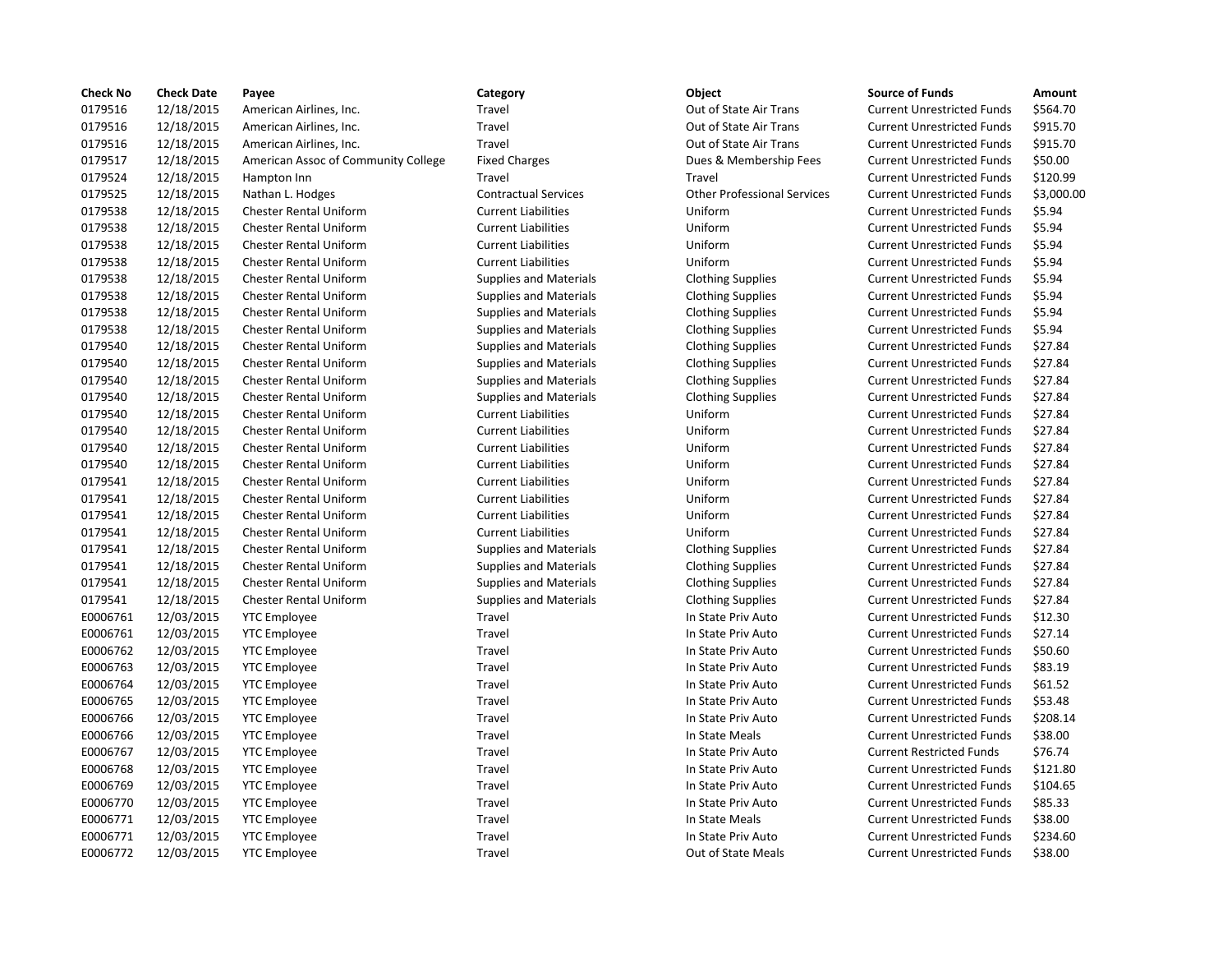| Check No | Check Date | Payee | Category | Object | Source of Funds | Amount |
| --- | --- | --- | --- | --- | --- | --- |
| 0179516 | 12/18/2015 | American Airlines, Inc. | Travel | Out of State Air Trans | Current Unrestricted Funds | $564.70 |
| 0179516 | 12/18/2015 | American Airlines, Inc. | Travel | Out of State Air Trans | Current Unrestricted Funds | $915.70 |
| 0179516 | 12/18/2015 | American Airlines, Inc. | Travel | Out of State Air Trans | Current Unrestricted Funds | $915.70 |
| 0179517 | 12/18/2015 | American Assoc of Community College | Fixed Charges | Dues & Membership Fees | Current Unrestricted Funds | $50.00 |
| 0179524 | 12/18/2015 | Hampton Inn | Travel | Travel | Current Unrestricted Funds | $120.99 |
| 0179525 | 12/18/2015 | Nathan L. Hodges | Contractual Services | Other Professional Services | Current Unrestricted Funds | $3,000.00 |
| 0179538 | 12/18/2015 | Chester Rental Uniform | Current Liabilities | Uniform | Current Unrestricted Funds | $5.94 |
| 0179538 | 12/18/2015 | Chester Rental Uniform | Current Liabilities | Uniform | Current Unrestricted Funds | $5.94 |
| 0179538 | 12/18/2015 | Chester Rental Uniform | Current Liabilities | Uniform | Current Unrestricted Funds | $5.94 |
| 0179538 | 12/18/2015 | Chester Rental Uniform | Current Liabilities | Uniform | Current Unrestricted Funds | $5.94 |
| 0179538 | 12/18/2015 | Chester Rental Uniform | Supplies and Materials | Clothing Supplies | Current Unrestricted Funds | $5.94 |
| 0179538 | 12/18/2015 | Chester Rental Uniform | Supplies and Materials | Clothing Supplies | Current Unrestricted Funds | $5.94 |
| 0179538 | 12/18/2015 | Chester Rental Uniform | Supplies and Materials | Clothing Supplies | Current Unrestricted Funds | $5.94 |
| 0179538 | 12/18/2015 | Chester Rental Uniform | Supplies and Materials | Clothing Supplies | Current Unrestricted Funds | $5.94 |
| 0179540 | 12/18/2015 | Chester Rental Uniform | Supplies and Materials | Clothing Supplies | Current Unrestricted Funds | $27.84 |
| 0179540 | 12/18/2015 | Chester Rental Uniform | Supplies and Materials | Clothing Supplies | Current Unrestricted Funds | $27.84 |
| 0179540 | 12/18/2015 | Chester Rental Uniform | Supplies and Materials | Clothing Supplies | Current Unrestricted Funds | $27.84 |
| 0179540 | 12/18/2015 | Chester Rental Uniform | Supplies and Materials | Clothing Supplies | Current Unrestricted Funds | $27.84 |
| 0179540 | 12/18/2015 | Chester Rental Uniform | Current Liabilities | Uniform | Current Unrestricted Funds | $27.84 |
| 0179540 | 12/18/2015 | Chester Rental Uniform | Current Liabilities | Uniform | Current Unrestricted Funds | $27.84 |
| 0179540 | 12/18/2015 | Chester Rental Uniform | Current Liabilities | Uniform | Current Unrestricted Funds | $27.84 |
| 0179540 | 12/18/2015 | Chester Rental Uniform | Current Liabilities | Uniform | Current Unrestricted Funds | $27.84 |
| 0179541 | 12/18/2015 | Chester Rental Uniform | Current Liabilities | Uniform | Current Unrestricted Funds | $27.84 |
| 0179541 | 12/18/2015 | Chester Rental Uniform | Current Liabilities | Uniform | Current Unrestricted Funds | $27.84 |
| 0179541 | 12/18/2015 | Chester Rental Uniform | Current Liabilities | Uniform | Current Unrestricted Funds | $27.84 |
| 0179541 | 12/18/2015 | Chester Rental Uniform | Current Liabilities | Uniform | Current Unrestricted Funds | $27.84 |
| 0179541 | 12/18/2015 | Chester Rental Uniform | Supplies and Materials | Clothing Supplies | Current Unrestricted Funds | $27.84 |
| 0179541 | 12/18/2015 | Chester Rental Uniform | Supplies and Materials | Clothing Supplies | Current Unrestricted Funds | $27.84 |
| 0179541 | 12/18/2015 | Chester Rental Uniform | Supplies and Materials | Clothing Supplies | Current Unrestricted Funds | $27.84 |
| 0179541 | 12/18/2015 | Chester Rental Uniform | Supplies and Materials | Clothing Supplies | Current Unrestricted Funds | $27.84 |
| E0006761 | 12/03/2015 | YTC Employee | Travel | In State Priv Auto | Current Unrestricted Funds | $12.30 |
| E0006761 | 12/03/2015 | YTC Employee | Travel | In State Priv Auto | Current Unrestricted Funds | $27.14 |
| E0006762 | 12/03/2015 | YTC Employee | Travel | In State Priv Auto | Current Unrestricted Funds | $50.60 |
| E0006763 | 12/03/2015 | YTC Employee | Travel | In State Priv Auto | Current Unrestricted Funds | $83.19 |
| E0006764 | 12/03/2015 | YTC Employee | Travel | In State Priv Auto | Current Unrestricted Funds | $61.52 |
| E0006765 | 12/03/2015 | YTC Employee | Travel | In State Priv Auto | Current Unrestricted Funds | $53.48 |
| E0006766 | 12/03/2015 | YTC Employee | Travel | In State Priv Auto | Current Unrestricted Funds | $208.14 |
| E0006766 | 12/03/2015 | YTC Employee | Travel | In State Meals | Current Unrestricted Funds | $38.00 |
| E0006767 | 12/03/2015 | YTC Employee | Travel | In State Priv Auto | Current Restricted Funds | $76.74 |
| E0006768 | 12/03/2015 | YTC Employee | Travel | In State Priv Auto | Current Unrestricted Funds | $121.80 |
| E0006769 | 12/03/2015 | YTC Employee | Travel | In State Priv Auto | Current Unrestricted Funds | $104.65 |
| E0006770 | 12/03/2015 | YTC Employee | Travel | In State Priv Auto | Current Unrestricted Funds | $85.33 |
| E0006771 | 12/03/2015 | YTC Employee | Travel | In State Meals | Current Unrestricted Funds | $38.00 |
| E0006771 | 12/03/2015 | YTC Employee | Travel | In State Priv Auto | Current Unrestricted Funds | $234.60 |
| E0006772 | 12/03/2015 | YTC Employee | Travel | Out of State Meals | Current Unrestricted Funds | $38.00 |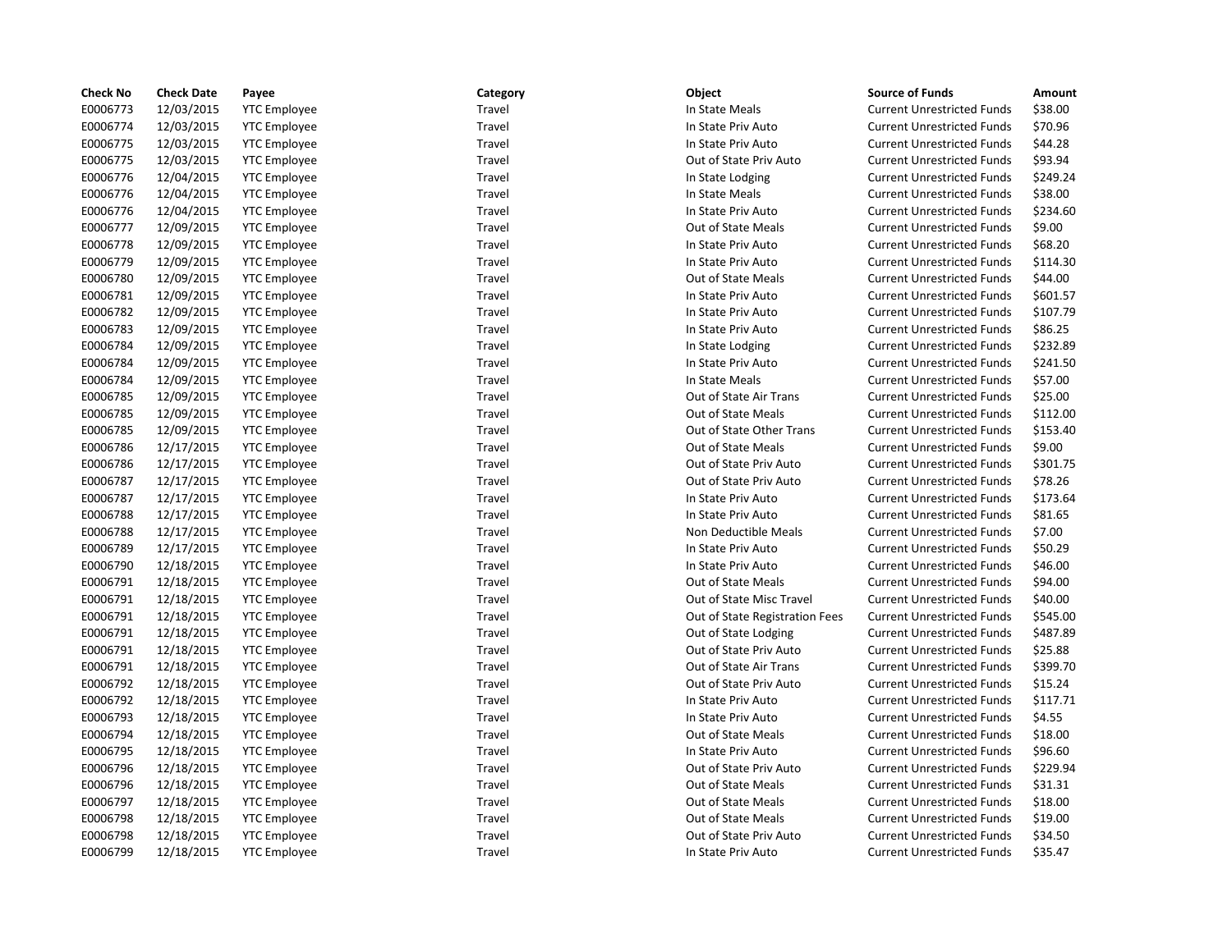| Check No | Check Date | Payee | Category | Object | Source of Funds | Amount |
|---|---|---|---|---|---|---|
| E0006773 | 12/03/2015 | YTC Employee | Travel | In State Meals | Current Unrestricted Funds | $38.00 |
| E0006774 | 12/03/2015 | YTC Employee | Travel | In State Priv Auto | Current Unrestricted Funds | $70.96 |
| E0006775 | 12/03/2015 | YTC Employee | Travel | In State Priv Auto | Current Unrestricted Funds | $44.28 |
| E0006775 | 12/03/2015 | YTC Employee | Travel | Out of State Priv Auto | Current Unrestricted Funds | $93.94 |
| E0006776 | 12/04/2015 | YTC Employee | Travel | In State Lodging | Current Unrestricted Funds | $249.24 |
| E0006776 | 12/04/2015 | YTC Employee | Travel | In State Meals | Current Unrestricted Funds | $38.00 |
| E0006776 | 12/04/2015 | YTC Employee | Travel | In State Priv Auto | Current Unrestricted Funds | $234.60 |
| E0006777 | 12/09/2015 | YTC Employee | Travel | Out of State Meals | Current Unrestricted Funds | $9.00 |
| E0006778 | 12/09/2015 | YTC Employee | Travel | In State Priv Auto | Current Unrestricted Funds | $68.20 |
| E0006779 | 12/09/2015 | YTC Employee | Travel | In State Priv Auto | Current Unrestricted Funds | $114.30 |
| E0006780 | 12/09/2015 | YTC Employee | Travel | Out of State Meals | Current Unrestricted Funds | $44.00 |
| E0006781 | 12/09/2015 | YTC Employee | Travel | In State Priv Auto | Current Unrestricted Funds | $601.57 |
| E0006782 | 12/09/2015 | YTC Employee | Travel | In State Priv Auto | Current Unrestricted Funds | $107.79 |
| E0006783 | 12/09/2015 | YTC Employee | Travel | In State Priv Auto | Current Unrestricted Funds | $86.25 |
| E0006784 | 12/09/2015 | YTC Employee | Travel | In State Lodging | Current Unrestricted Funds | $232.89 |
| E0006784 | 12/09/2015 | YTC Employee | Travel | In State Priv Auto | Current Unrestricted Funds | $241.50 |
| E0006784 | 12/09/2015 | YTC Employee | Travel | In State Meals | Current Unrestricted Funds | $57.00 |
| E0006785 | 12/09/2015 | YTC Employee | Travel | Out of State Air Trans | Current Unrestricted Funds | $25.00 |
| E0006785 | 12/09/2015 | YTC Employee | Travel | Out of State Meals | Current Unrestricted Funds | $112.00 |
| E0006785 | 12/09/2015 | YTC Employee | Travel | Out of State Other Trans | Current Unrestricted Funds | $153.40 |
| E0006786 | 12/17/2015 | YTC Employee | Travel | Out of State Meals | Current Unrestricted Funds | $9.00 |
| E0006786 | 12/17/2015 | YTC Employee | Travel | Out of State Priv Auto | Current Unrestricted Funds | $301.75 |
| E0006787 | 12/17/2015 | YTC Employee | Travel | Out of State Priv Auto | Current Unrestricted Funds | $78.26 |
| E0006787 | 12/17/2015 | YTC Employee | Travel | In State Priv Auto | Current Unrestricted Funds | $173.64 |
| E0006788 | 12/17/2015 | YTC Employee | Travel | In State Priv Auto | Current Unrestricted Funds | $81.65 |
| E0006788 | 12/17/2015 | YTC Employee | Travel | Non Deductible Meals | Current Unrestricted Funds | $7.00 |
| E0006789 | 12/17/2015 | YTC Employee | Travel | In State Priv Auto | Current Unrestricted Funds | $50.29 |
| E0006790 | 12/18/2015 | YTC Employee | Travel | In State Priv Auto | Current Unrestricted Funds | $46.00 |
| E0006791 | 12/18/2015 | YTC Employee | Travel | Out of State Meals | Current Unrestricted Funds | $94.00 |
| E0006791 | 12/18/2015 | YTC Employee | Travel | Out of State Misc Travel | Current Unrestricted Funds | $40.00 |
| E0006791 | 12/18/2015 | YTC Employee | Travel | Out of State Registration Fees | Current Unrestricted Funds | $545.00 |
| E0006791 | 12/18/2015 | YTC Employee | Travel | Out of State Lodging | Current Unrestricted Funds | $487.89 |
| E0006791 | 12/18/2015 | YTC Employee | Travel | Out of State Priv Auto | Current Unrestricted Funds | $25.88 |
| E0006791 | 12/18/2015 | YTC Employee | Travel | Out of State Air Trans | Current Unrestricted Funds | $399.70 |
| E0006792 | 12/18/2015 | YTC Employee | Travel | Out of State Priv Auto | Current Unrestricted Funds | $15.24 |
| E0006792 | 12/18/2015 | YTC Employee | Travel | In State Priv Auto | Current Unrestricted Funds | $117.71 |
| E0006793 | 12/18/2015 | YTC Employee | Travel | In State Priv Auto | Current Unrestricted Funds | $4.55 |
| E0006794 | 12/18/2015 | YTC Employee | Travel | Out of State Meals | Current Unrestricted Funds | $18.00 |
| E0006795 | 12/18/2015 | YTC Employee | Travel | In State Priv Auto | Current Unrestricted Funds | $96.60 |
| E0006796 | 12/18/2015 | YTC Employee | Travel | Out of State Priv Auto | Current Unrestricted Funds | $229.94 |
| E0006796 | 12/18/2015 | YTC Employee | Travel | Out of State Meals | Current Unrestricted Funds | $31.31 |
| E0006797 | 12/18/2015 | YTC Employee | Travel | Out of State Meals | Current Unrestricted Funds | $18.00 |
| E0006798 | 12/18/2015 | YTC Employee | Travel | Out of State Meals | Current Unrestricted Funds | $19.00 |
| E0006798 | 12/18/2015 | YTC Employee | Travel | Out of State Priv Auto | Current Unrestricted Funds | $34.50 |
| E0006799 | 12/18/2015 | YTC Employee | Travel | In State Priv Auto | Current Unrestricted Funds | $35.47 |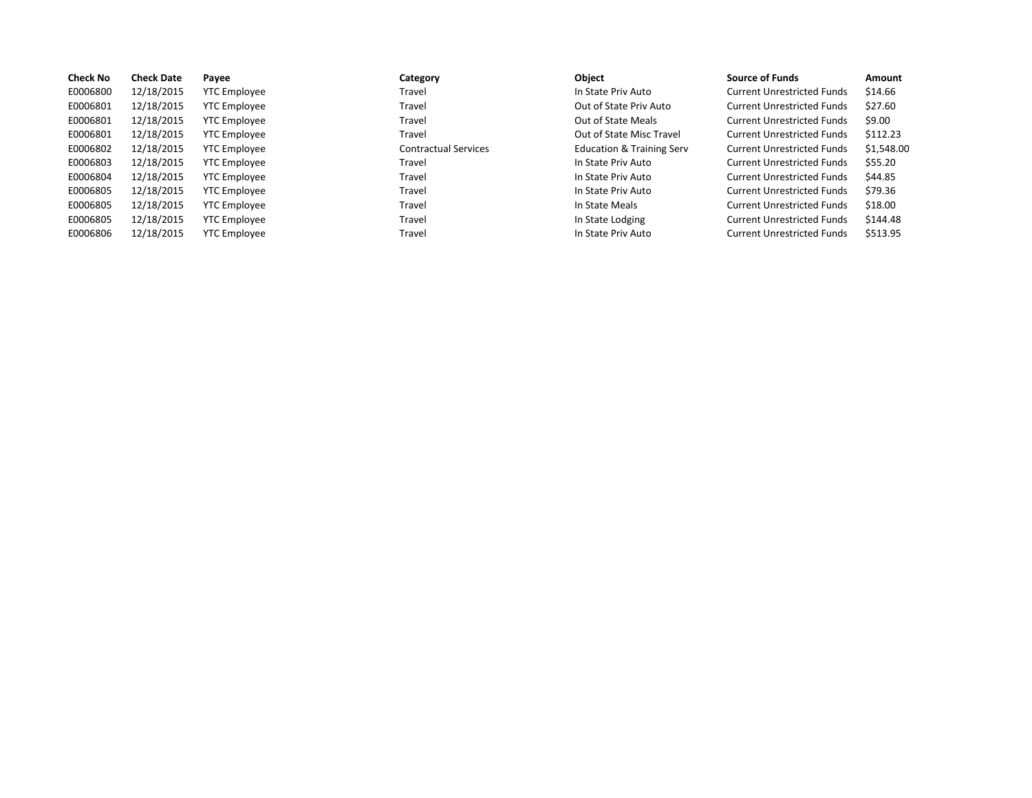| Check No | Check Date | Payee | Category | Object | Source of Funds | Amount |
| --- | --- | --- | --- | --- | --- | --- |
| E0006800 | 12/18/2015 | YTC Employee | Travel | In State Priv Auto | Current Unrestricted Funds | $14.66 |
| E0006801 | 12/18/2015 | YTC Employee | Travel | Out of State Priv Auto | Current Unrestricted Funds | $27.60 |
| E0006801 | 12/18/2015 | YTC Employee | Travel | Out of State Meals | Current Unrestricted Funds | $9.00 |
| E0006801 | 12/18/2015 | YTC Employee | Travel | Out of State Misc Travel | Current Unrestricted Funds | $112.23 |
| E0006802 | 12/18/2015 | YTC Employee | Contractual Services | Education & Training Serv | Current Unrestricted Funds | $1,548.00 |
| E0006803 | 12/18/2015 | YTC Employee | Travel | In State Priv Auto | Current Unrestricted Funds | $55.20 |
| E0006804 | 12/18/2015 | YTC Employee | Travel | In State Priv Auto | Current Unrestricted Funds | $44.85 |
| E0006805 | 12/18/2015 | YTC Employee | Travel | In State Priv Auto | Current Unrestricted Funds | $79.36 |
| E0006805 | 12/18/2015 | YTC Employee | Travel | In State Meals | Current Unrestricted Funds | $18.00 |
| E0006805 | 12/18/2015 | YTC Employee | Travel | In State Lodging | Current Unrestricted Funds | $144.48 |
| E0006806 | 12/18/2015 | YTC Employee | Travel | In State Priv Auto | Current Unrestricted Funds | $513.95 |